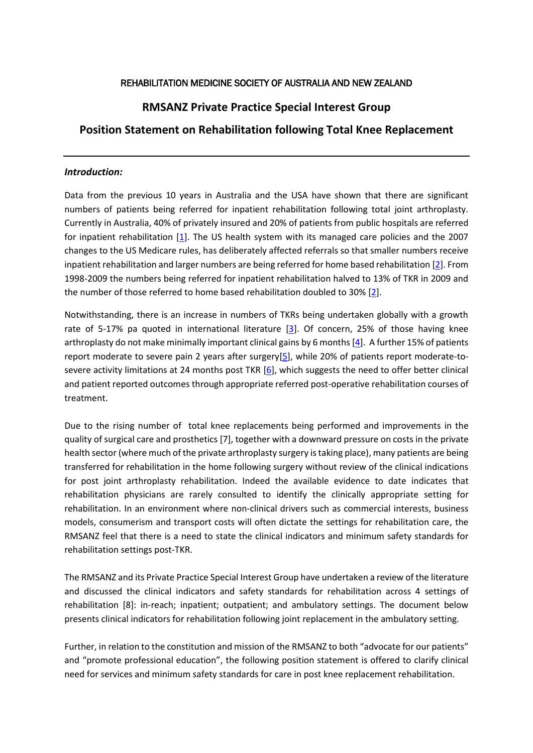REHABILITATION MEDICINE SOCIETY OF AUSTRALIA AND NEW ZEALAND

# RMSANZ Private Practice Special Interest Group

# Position Statement on Rehabilitation following Total Knee Replacement

---

## *Introduction:*

Data from the previous 10 years in Australia and the USA have shown that there are significant numbers of patients being referred for inpatient rehabilitation following total joint arthroplasty. Currently in Australia, 40% of privately insured and 20% of patients from public hospitals are referred for inpatient rehabilitation [1]. The US health system with its managed care policies and the 2007 changes to the US Medicare rules, has deliberately affected referrals so that smaller numbers receive inpatient rehabilitation and larger numbers are being referred for home based rehabilitation [2]. From 1998-2009 the numbers being referred for inpatient rehabilitation halved to 13% of TKR in 2009 and the number of those referred to home based rehabilitation doubled to 30% [2].

Notwithstanding, there is an increase in numbers of TKRs being undertaken globally with a growth rate of 5-17% pa quoted in international literature [3]. Of concern, 25% of those having knee arthroplasty do not make minimally important clinical gains by 6 months [4]. A further 15% of patients report moderate to severe pain 2 years after surgery[5], while 20% of patients report moderate-to-severe activity limitations at 24 months post TKR [6], which suggests the need to offer better clinical and patient reported outcomes through appropriate referred post-operative rehabilitation courses of treatment.

Due to the rising number of total knee replacements being performed and improvements in the quality of surgical care and prosthetics [7], together with a downward pressure on costs in the private health sector (where much of the private arthroplasty surgery is taking place), many patients are being transferred for rehabilitation in the home following surgery without review of the clinical indications for post joint arthroplasty rehabilitation. Indeed the available evidence to date indicates that rehabilitation physicians are rarely consulted to identify the clinically appropriate setting for rehabilitation. In an environment where non-clinical drivers such as commercial interests, business models, consumerism and transport costs will often dictate the settings for rehabilitation care, the RMSANZ feel that there is a need to state the clinical indicators and minimum safety standards for rehabilitation settings post-TKR.

The RMSANZ and its Private Practice Special Interest Group have undertaken a review of the literature and discussed the clinical indicators and safety standards for rehabilitation across 4 settings of rehabilitation [8]: in-reach; inpatient; outpatient; and ambulatory settings. The document below presents clinical indicators for rehabilitation following joint replacement in the ambulatory setting.

Further, in relation to the constitution and mission of the RMSANZ to both "advocate for our patients" and "promote professional education", the following position statement is offered to clarify clinical need for services and minimum safety standards for care in post knee replacement rehabilitation.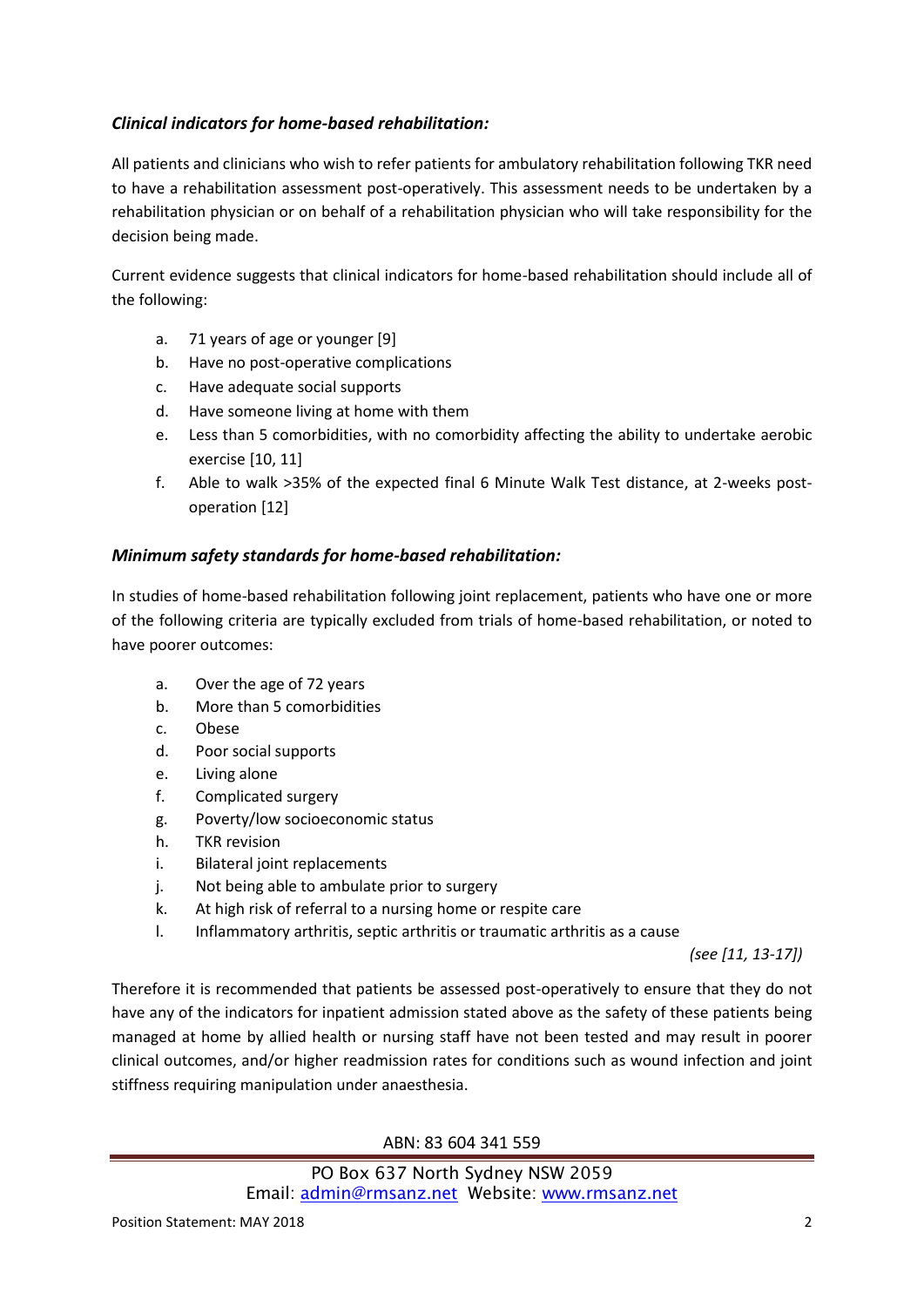### *Clinical indicators for home-based rehabilitation:*

All patients and clinicians who wish to refer patients for ambulatory rehabilitation following TKR need to have a rehabilitation assessment post-operatively. This assessment needs to be undertaken by a rehabilitation physician or on behalf of a rehabilitation physician who will take responsibility for the decision being made.

Current evidence suggests that clinical indicators for home-based rehabilitation should include all of the following:

a. 71 years of age or younger [9]
b. Have no post-operative complications
c. Have adequate social supports
d. Have someone living at home with them
e. Less than 5 comorbidities, with no comorbidity affecting the ability to undertake aerobic exercise [10, 11]
f. Able to walk >35% of the expected final 6 Minute Walk Test distance, at 2-weeks post-operation [12]

### *Minimum safety standards for home-based rehabilitation:*

In studies of home-based rehabilitation following joint replacement, patients who have one or more of the following criteria are typically excluded from trials of home-based rehabilitation, or noted to have poorer outcomes:

a. Over the age of 72 years
b. More than 5 comorbidities
c. Obese
d. Poor social supports
e. Living alone
f. Complicated surgery
g. Poverty/low socioeconomic status
h. TKR revision
i. Bilateral joint replacements
j. Not being able to ambulate prior to surgery
k. At high risk of referral to a nursing home or respite care
l. Inflammatory arthritis, septic arthritis or traumatic arthritis as a cause

*(see [11, 13-17])*

Therefore it is recommended that patients be assessed post-operatively to ensure that they do not have any of the indicators for inpatient admission stated above as the safety of these patients being managed at home by allied health or nursing staff have not been tested and may result in poorer clinical outcomes, and/or higher readmission rates for conditions such as wound infection and joint stiffness requiring manipulation under anaesthesia.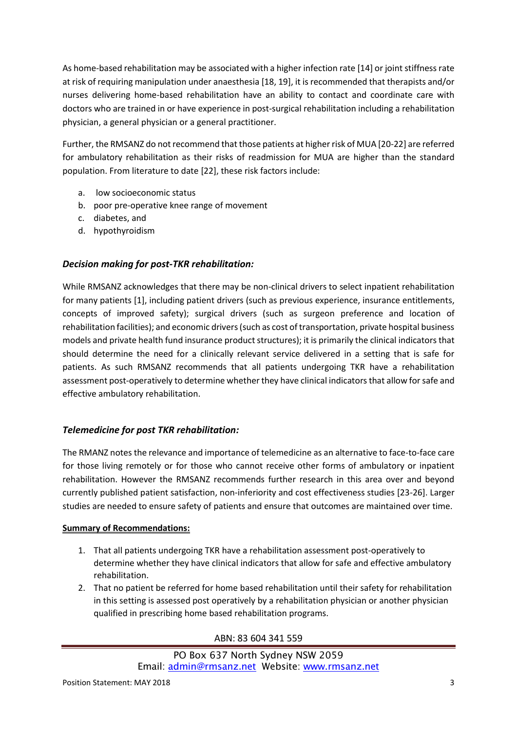As home-based rehabilitation may be associated with a higher infection rate [14] or joint stiffness rate at risk of requiring manipulation under anaesthesia [18, 19], it is recommended that therapists and/or nurses delivering home-based rehabilitation have an ability to contact and coordinate care with doctors who are trained in or have experience in post-surgical rehabilitation including a rehabilitation physician, a general physician or a general practitioner.

Further, the RMSANZ do not recommend that those patients at higher risk of MUA [20-22] are referred for ambulatory rehabilitation as their risks of readmission for MUA are higher than the standard population. From literature to date [22], these risk factors include:

a. low socioeconomic status
b. poor pre-operative knee range of movement
c. diabetes, and
d. hypothyroidism

### *Decision making for post-TKR rehabilitation:*

While RMSANZ acknowledges that there may be non-clinical drivers to select inpatient rehabilitation for many patients [1], including patient drivers (such as previous experience, insurance entitlements, concepts of improved safety); surgical drivers (such as surgeon preference and location of rehabilitation facilities); and economic drivers (such as cost of transportation, private hospital business models and private health fund insurance product structures); it is primarily the clinical indicators that should determine the need for a clinically relevant service delivered in a setting that is safe for patients. As such RMSANZ recommends that all patients undergoing TKR have a rehabilitation assessment post-operatively to determine whether they have clinical indicators that allow for safe and effective ambulatory rehabilitation.

### *Telemedicine for post TKR rehabilitation:*

The RMANZ notes the relevance and importance of telemedicine as an alternative to face-to-face care for those living remotely or for those who cannot receive other forms of ambulatory or inpatient rehabilitation. However the RMSANZ recommends further research in this area over and beyond currently published patient satisfaction, non-inferiority and cost effectiveness studies [23-26]. Larger studies are needed to ensure safety of patients and ensure that outcomes are maintained over time.

**Summary of Recommendations:**

1. That all patients undergoing TKR have a rehabilitation assessment post-operatively to determine whether they have clinical indicators that allow for safe and effective ambulatory rehabilitation.
2. That no patient be referred for home based rehabilitation until their safety for rehabilitation in this setting is assessed post operatively by a rehabilitation physician or another physician qualified in prescribing home based rehabilitation programs.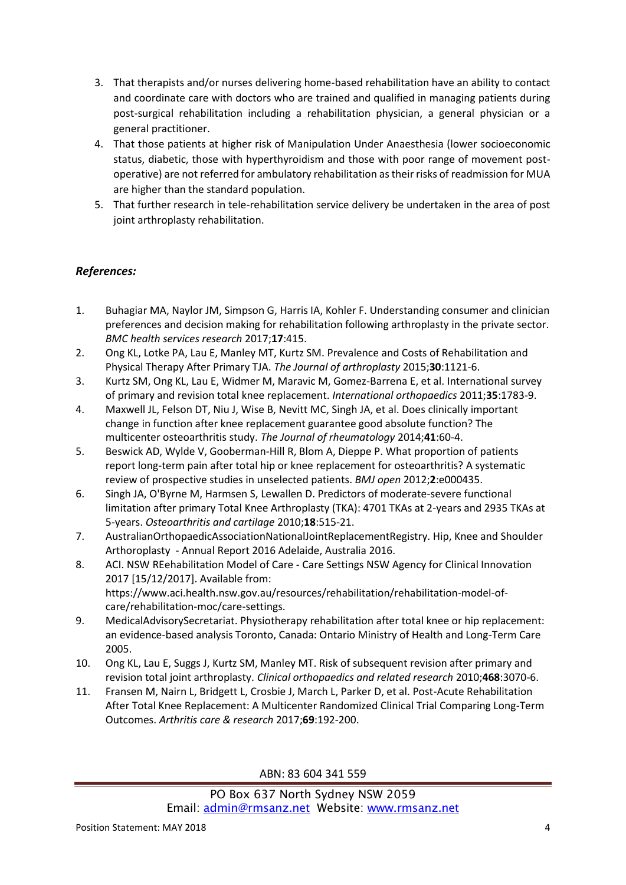3. That therapists and/or nurses delivering home-based rehabilitation have an ability to contact and coordinate care with doctors who are trained and qualified in managing patients during post-surgical rehabilitation including a rehabilitation physician, a general physician or a general practitioner.
4. That those patients at higher risk of Manipulation Under Anaesthesia (lower socioeconomic status, diabetic, those with hyperthyroidism and those with poor range of movement post-operative) are not referred for ambulatory rehabilitation as their risks of readmission for MUA are higher than the standard population.
5. That further research in tele-rehabilitation service delivery be undertaken in the area of post joint arthroplasty rehabilitation.

### *References:*

1. Buhagiar MA, Naylor JM, Simpson G, Harris IA, Kohler F. Understanding consumer and clinician preferences and decision making for rehabilitation following arthroplasty in the private sector. *BMC health services research* 2017;**17**:415.
2. Ong KL, Lotke PA, Lau E, Manley MT, Kurtz SM. Prevalence and Costs of Rehabilitation and Physical Therapy After Primary TJA. *The Journal of arthroplasty* 2015;**30**:1121-6.
3. Kurtz SM, Ong KL, Lau E, Widmer M, Maravic M, Gomez-Barrena E, et al. International survey of primary and revision total knee replacement. *International orthopaedics* 2011;**35**:1783-9.
4. Maxwell JL, Felson DT, Niu J, Wise B, Nevitt MC, Singh JA, et al. Does clinically important change in function after knee replacement guarantee good absolute function? The multicenter osteoarthritis study. *The Journal of rheumatology* 2014;**41**:60-4.
5. Beswick AD, Wylde V, Gooberman-Hill R, Blom A, Dieppe P. What proportion of patients report long-term pain after total hip or knee replacement for osteoarthritis? A systematic review of prospective studies in unselected patients. *BMJ open* 2012;**2**:e000435.
6. Singh JA, O'Byrne M, Harmsen S, Lewallen D. Predictors of moderate-severe functional limitation after primary Total Knee Arthroplasty (TKA): 4701 TKAs at 2-years and 2935 TKAs at 5-years. *Osteoarthritis and cartilage* 2010;**18**:515-21.
7. AustralianOrthopaedicAssociationNationalJointReplacementRegistry. Hip, Knee and Shoulder Arthoroplasty - Annual Report 2016 Adelaide, Australia 2016.
8. ACI. NSW REehabilitation Model of Care - Care Settings NSW Agency for Clinical Innovation 2017 [15/12/2017]. Available from: https://www.aci.health.nsw.gov.au/resources/rehabilitation/rehabilitation-model-of-care/rehabilitation-moc/care-settings.
9. MedicalAdvisorySecretariat. Physiotherapy rehabilitation after total knee or hip replacement: an evidence-based analysis Toronto, Canada: Ontario Ministry of Health and Long-Term Care 2005.
10. Ong KL, Lau E, Suggs J, Kurtz SM, Manley MT. Risk of subsequent revision after primary and revision total joint arthroplasty. *Clinical orthopaedics and related research* 2010;**468**:3070-6.
11. Fransen M, Nairn L, Bridgett L, Crosbie J, March L, Parker D, et al. Post-Acute Rehabilitation After Total Knee Replacement: A Multicenter Randomized Clinical Trial Comparing Long-Term Outcomes. *Arthritis care & research* 2017;**69**:192-200.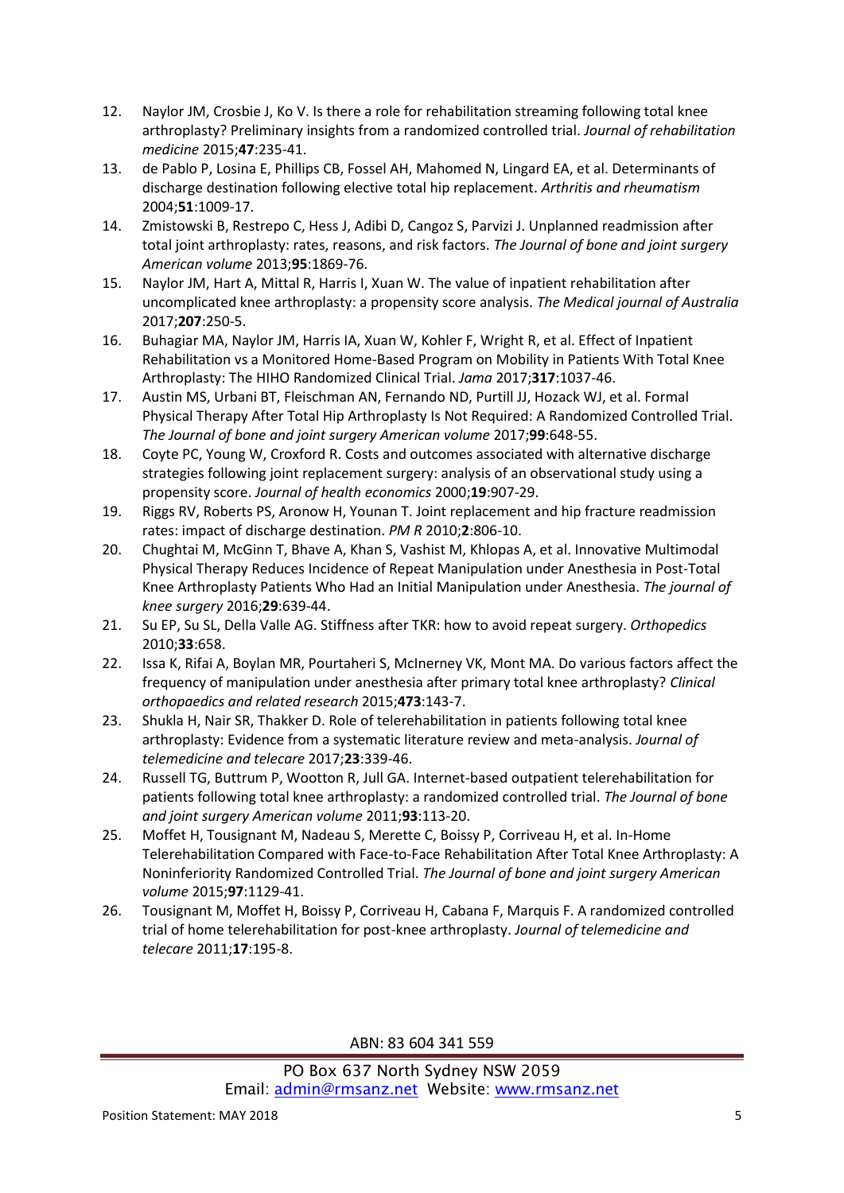12. Naylor JM, Crosbie J, Ko V. Is there a role for rehabilitation streaming following total knee arthroplasty? Preliminary insights from a randomized controlled trial. *Journal of rehabilitation medicine* 2015;**47**:235-41.
13. de Pablo P, Losina E, Phillips CB, Fossel AH, Mahomed N, Lingard EA, et al. Determinants of discharge destination following elective total hip replacement. *Arthritis and rheumatism* 2004;**51**:1009-17.
14. Zmistowski B, Restrepo C, Hess J, Adibi D, Cangoz S, Parvizi J. Unplanned readmission after total joint arthroplasty: rates, reasons, and risk factors. *The Journal of bone and joint surgery American volume* 2013;**95**:1869-76.
15. Naylor JM, Hart A, Mittal R, Harris I, Xuan W. The value of inpatient rehabilitation after uncomplicated knee arthroplasty: a propensity score analysis. *The Medical journal of Australia* 2017;**207**:250-5.
16. Buhagiar MA, Naylor JM, Harris IA, Xuan W, Kohler F, Wright R, et al. Effect of Inpatient Rehabilitation vs a Monitored Home-Based Program on Mobility in Patients With Total Knee Arthroplasty: The HIHO Randomized Clinical Trial. *Jama* 2017;**317**:1037-46.
17. Austin MS, Urbani BT, Fleischman AN, Fernando ND, Purtill JJ, Hozack WJ, et al. Formal Physical Therapy After Total Hip Arthroplasty Is Not Required: A Randomized Controlled Trial. *The Journal of bone and joint surgery American volume* 2017;**99**:648-55.
18. Coyte PC, Young W, Croxford R. Costs and outcomes associated with alternative discharge strategies following joint replacement surgery: analysis of an observational study using a propensity score. *Journal of health economics* 2000;**19**:907-29.
19. Riggs RV, Roberts PS, Aronow H, Younan T. Joint replacement and hip fracture readmission rates: impact of discharge destination. *PM R* 2010;**2**:806-10.
20. Chughtai M, McGinn T, Bhave A, Khan S, Vashist M, Khlopas A, et al. Innovative Multimodal Physical Therapy Reduces Incidence of Repeat Manipulation under Anesthesia in Post-Total Knee Arthroplasty Patients Who Had an Initial Manipulation under Anesthesia. *The journal of knee surgery* 2016;**29**:639-44.
21. Su EP, Su SL, Della Valle AG. Stiffness after TKR: how to avoid repeat surgery. *Orthopedics* 2010;**33**:658.
22. Issa K, Rifai A, Boylan MR, Pourtaheri S, McInerney VK, Mont MA. Do various factors affect the frequency of manipulation under anesthesia after primary total knee arthroplasty? *Clinical orthopaedics and related research* 2015;**473**:143-7.
23. Shukla H, Nair SR, Thakker D. Role of telerehabilitation in patients following total knee arthroplasty: Evidence from a systematic literature review and meta-analysis. *Journal of telemedicine and telecare* 2017;**23**:339-46.
24. Russell TG, Buttrum P, Wootton R, Jull GA. Internet-based outpatient telerehabilitation for patients following total knee arthroplasty: a randomized controlled trial. *The Journal of bone and joint surgery American volume* 2011;**93**:113-20.
25. Moffet H, Tousignant M, Nadeau S, Merette C, Boissy P, Corriveau H, et al. In-Home Telerehabilitation Compared with Face-to-Face Rehabilitation After Total Knee Arthroplasty: A Noninferiority Randomized Controlled Trial. *The Journal of bone and joint surgery American volume* 2015;**97**:1129-41.
26. Tousignant M, Moffet H, Boissy P, Corriveau H, Cabana F, Marquis F. A randomized controlled trial of home telerehabilitation for post-knee arthroplasty. *Journal of telemedicine and telecare* 2011;**17**:195-8.